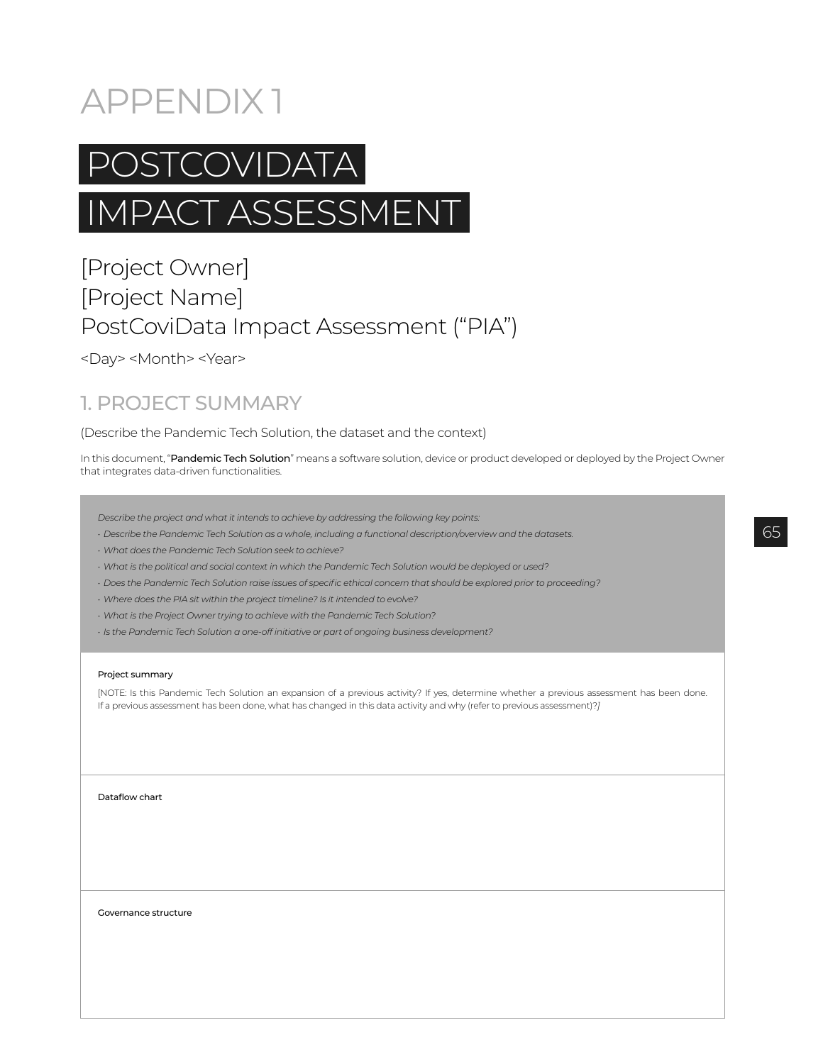# APPENDIX 1

# POSTCOVIDATA IMPACT ASSESSMENT

## [Project Owner]
## [Project Name]
## PostCoviData Impact Assessment ("PIA")

<Day> <Month> <Year>

## 1. PROJECT SUMMARY

(Describe the Pandemic Tech Solution, the dataset and the context)

In this document, "**Pandemic Tech Solution**" means a software solution, device or product developed or deployed by the Project Owner that integrates data-driven functionalities.

*Describe the project and what it intends to achieve by addressing the following key points:*

- *Describe the Pandemic Tech Solution as a whole, including a functional description/overview and the datasets.*
- *What does the Pandemic Tech Solution seek to achieve?*
- *What is the political and social context in which the Pandemic Tech Solution would be deployed or used?*
- *Does the Pandemic Tech Solution raise issues of specific ethical concern that should be explored prior to proceeding?*
- *Where does the PIA sit within the project timeline? Is it intended to evolve?*
- *What is the Project Owner trying to achieve with the Pandemic Tech Solution?*
- *Is the Pandemic Tech Solution a one-off initiative or part of ongoing business development?*

**Project summary**

[NOTE: Is this Pandemic Tech Solution an expansion of a previous activity? If yes, determine whether a previous assessment has been done. If a previous assessment has been done, what has changed in this data activity and why (refer to previous assessment)?]

**Dataflow chart**

**Governance structure**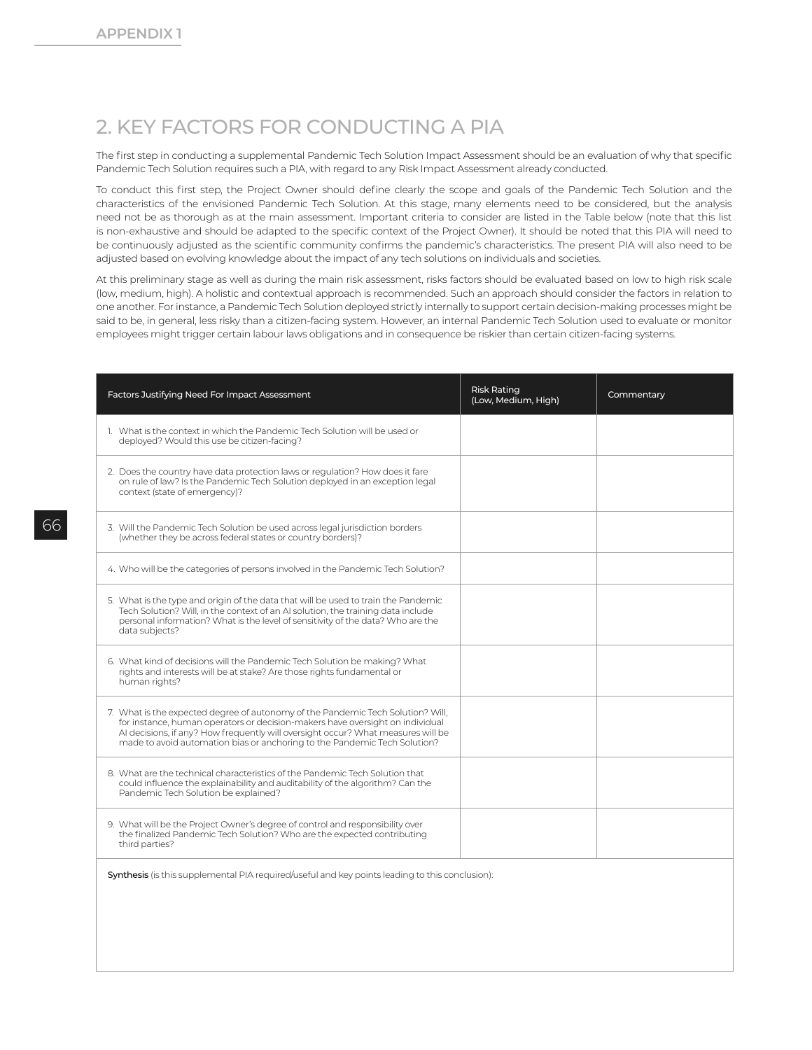## 2. KEY FACTORS FOR CONDUCTING A PIA

The first step in conducting a supplemental Pandemic Tech Solution Impact Assessment should be an evaluation of why that specific Pandemic Tech Solution requires such a PIA, with regard to any Risk Impact Assessment already conducted.

To conduct this first step, the Project Owner should define clearly the scope and goals of the Pandemic Tech Solution and the characteristics of the envisioned Pandemic Tech Solution. At this stage, many elements need to be considered, but the analysis need not be as thorough as at the main assessment. Important criteria to consider are listed in the Table below (note that this list is non-exhaustive and should be adapted to the specific context of the Project Owner). It should be noted that this PIA will need to be continuously adjusted as the scientific community confirms the pandemic's characteristics. The present PIA will also need to be adjusted based on evolving knowledge about the impact of any tech solutions on individuals and societies.

At this preliminary stage as well as during the main risk assessment, risks factors should be evaluated based on low to high risk scale (low, medium, high). A holistic and contextual approach is recommended. Such an approach should consider the factors in relation to one another. For instance, a Pandemic Tech Solution deployed strictly internally to support certain decision-making processes might be said to be, in general, less risky than a citizen-facing system. However, an internal Pandemic Tech Solution used to evaluate or monitor employees might trigger certain labour laws obligations and in consequence be riskier than certain citizen-facing systems.

| Factors Justifying Need For Impact Assessment | Risk Rating (Low, Medium, High) | Commentary |
|---|---|---|
| 1. What is the context in which the Pandemic Tech Solution will be used or deployed? Would this use be citizen-facing? | | |
| 2. Does the country have data protection laws or regulation? How does it fare on rule of law? Is the Pandemic Tech Solution deployed in an exception legal context (state of emergency)? | | |
| 3. Will the Pandemic Tech Solution be used across legal jurisdiction borders (whether they be across federal states or country borders)? | | |
| 4. Who will be the categories of persons involved in the Pandemic Tech Solution? | | |
| 5. What is the type and origin of the data that will be used to train the Pandemic Tech Solution? Will, in the context of an AI solution, the training data include personal information? What is the level of sensitivity of the data? Who are the data subjects? | | |
| 6. What kind of decisions will the Pandemic Tech Solution be making? What rights and interests will be at stake? Are those rights fundamental or human rights? | | |
| 7. What is the expected degree of autonomy of the Pandemic Tech Solution? Will, for instance, human operators or decision-makers have oversight on individual AI decisions, if any? How frequently will oversight occur? What measures will be made to avoid automation bias or anchoring to the Pandemic Tech Solution? | | |
| 8. What are the technical characteristics of the Pandemic Tech Solution that could influence the explainability and auditability of the algorithm? Can the Pandemic Tech Solution be explained? | | |
| 9. What will be the Project Owner's degree of control and responsibility over the finalized Pandemic Tech Solution? Who are the expected contributing third parties? | | |
| **Synthesis** (is this supplemental PIA required/useful and key points leading to this conclusion): | | |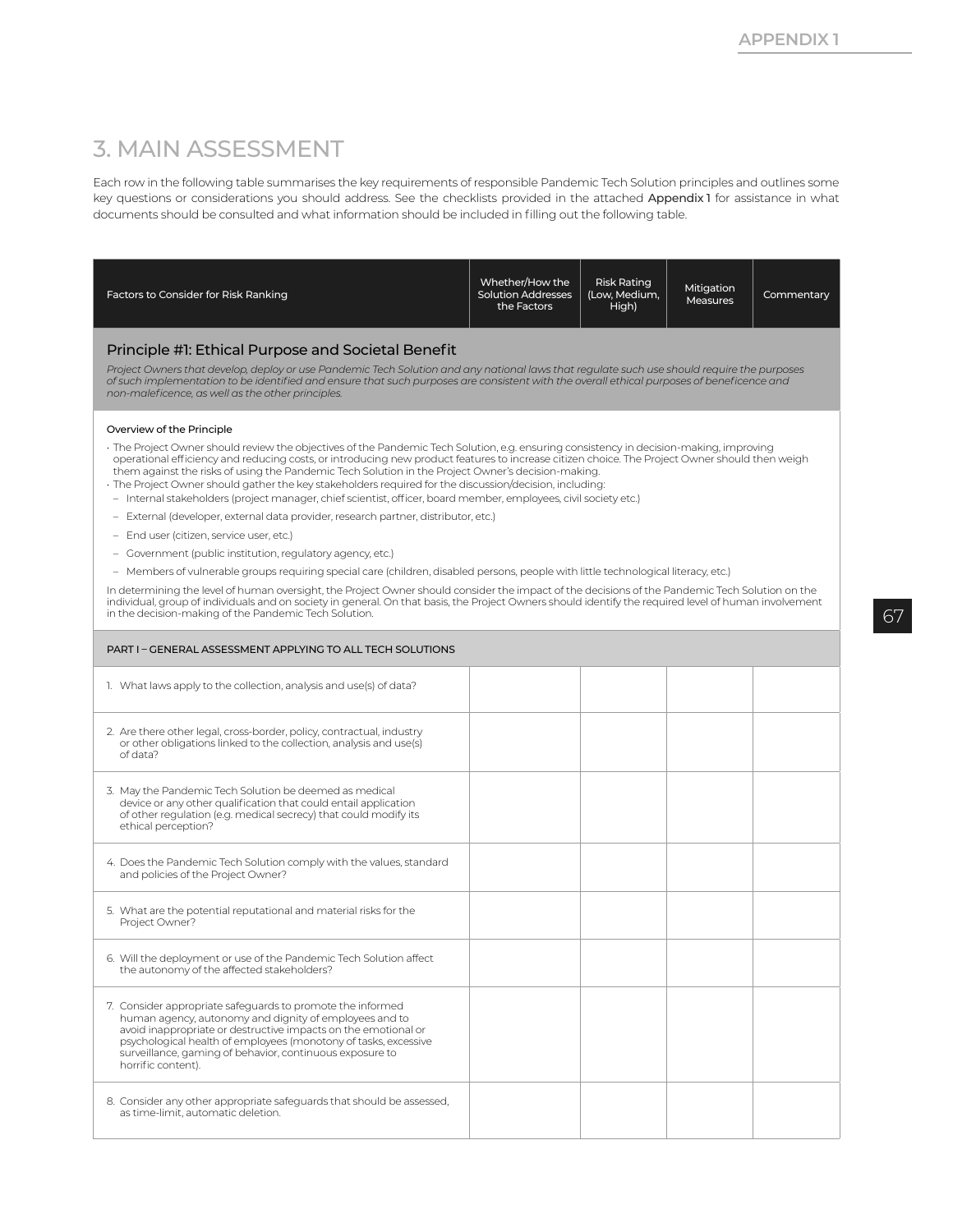## 3. MAIN ASSESSMENT

Each row in the following table summarises the key requirements of responsible Pandemic Tech Solution principles and outlines some key questions or considerations you should address. See the checklists provided in the attached **Appendix 1** for assistance in what documents should be consulted and what information should be included in filling out the following table.

| Factors to Consider for Risk Ranking | Whether/How the Solution Addresses the Factors | Risk Rating (Low, Medium, High) | Mitigation Measures | Commentary |
|---|---|---|---|---|
| **Principle #1: Ethical Purpose and Societal Benefit**<br>*Project Owners that develop, deploy or use Pandemic Tech Solution and any national laws that regulate such use should require the purposes of such implementation to be identified and ensure that such purposes are consistent with the overall ethical purposes of beneficence and non-maleficence, as well as the other principles.* | | | | |
| Overview of the Principle<br>• The Project Owner should review the objectives of the Pandemic Tech Solution, e.g. ensuring consistency in decision-making, improving operational efficiency and reducing costs, or introducing new product features to increase citizen choice. The Project Owner should then weigh them against the risks of using the Pandemic Tech Solution in the Project Owner's decision-making.<br>• The Project Owner should gather the key stakeholders required for the discussion/decision, including:<br>– Internal stakeholders (project manager, chief scientist, officer, board member, employees, civil society etc.)<br>– External (developer, external data provider, research partner, distributor, etc.)<br>– End user (citizen, service user, etc.)<br>– Government (public institution, regulatory agency, etc.)<br>– Members of vulnerable groups requiring special care (children, disabled persons, people with little technological literacy, etc.)<br>In determining the level of human oversight, the Project Owner should consider the impact of the decisions of the Pandemic Tech Solution on the individual, group of individuals and on society in general. On that basis, the Project Owners should identify the required level of human involvement in the decision-making of the Pandemic Tech Solution. | | | | |
| PART I – GENERAL ASSESSMENT APPLYING TO ALL TECH SOLUTIONS | | | | |
| 1. What laws apply to the collection, analysis and use(s) of data? | | | | |
| 2. Are there other legal, cross-border, policy, contractual, industry or other obligations linked to the collection, analysis and use(s) of data? | | | | |
| 3. May the Pandemic Tech Solution be deemed as medical device or any other qualification that could entail application of other regulation (e.g. medical secrecy) that could modify its ethical perception? | | | | |
| 4. Does the Pandemic Tech Solution comply with the values, standard and policies of the Project Owner? | | | | |
| 5. What are the potential reputational and material risks for the Project Owner? | | | | |
| 6. Will the deployment or use of the Pandemic Tech Solution affect the autonomy of the affected stakeholders? | | | | |
| 7. Consider appropriate safeguards to promote the informed human agency, autonomy and dignity of employees and to avoid inappropriate or destructive impacts on the emotional or psychological health of employees (monotony of tasks, excessive surveillance, gaming of behavior, continuous exposure to horrific content). | | | | |
| 8. Consider any other appropriate safeguards that should be assessed, as time-limit, automatic deletion. | | | | |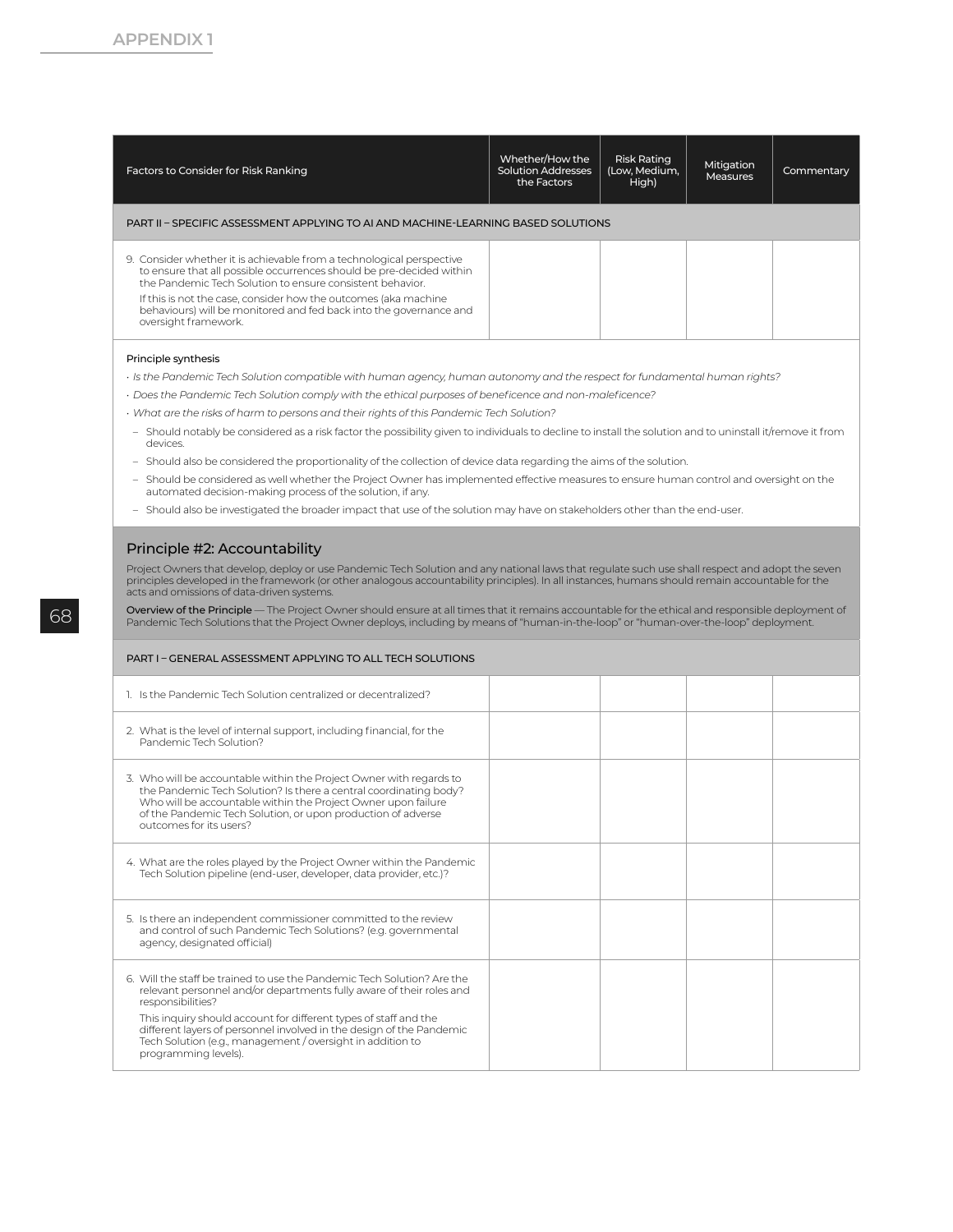| Factors to Consider for Risk Ranking | Whether/How the Solution Addresses the Factors | Risk Rating (Low, Medium, High) | Mitigation Measures | Commentary |
|---|---|---|---|---|
| **PART II – SPECIFIC ASSESSMENT APPLYING TO AI AND MACHINE-LEARNING BASED SOLUTIONS** | | | | |
| 9. Consider whether it is achievable from a technological perspective to ensure that all possible occurrences should be pre-decided within the Pandemic Tech Solution to ensure consistent behavior. If this is not the case, consider how the outcomes (aka machine behaviours) will be monitored and fed back into the governance and oversight framework. | | | | |

**Principle synthesis**

- *Is the Pandemic Tech Solution compatible with human agency, human autonomy and the respect for fundamental human rights?*
- *Does the Pandemic Tech Solution comply with the ethical purposes of beneficence and non-maleficence?*
- *What are the risks of harm to persons and their rights of this Pandemic Tech Solution?*
  - Should notably be considered as a risk factor the possibility given to individuals to decline to install the solution and to uninstall it/remove it from devices.
  - Should also be considered the proportionality of the collection of device data regarding the aims of the solution.
  - Should be considered as well whether the Project Owner has implemented effective measures to ensure human control and oversight on the automated decision-making process of the solution, if any.
  - Should also be investigated the broader impact that use of the solution may have on stakeholders other than the end-user.

## Principle #2: Accountability

Project Owners that develop, deploy or use Pandemic Tech Solution and any national laws that regulate such use shall respect and adopt the seven principles developed in the framework (or other analogous accountability principles). In all instances, humans should remain accountable for the acts and omissions of data-driven systems.

**Overview of the Principle** — The Project Owner should ensure at all times that it remains accountable for the ethical and responsible deployment of Pandemic Tech Solutions that the Project Owner deploys, including by means of "human-in-the-loop" or "human-over-the-loop" deployment.

| Factors to Consider for Risk Ranking | Whether/How the Solution Addresses the Factors | Risk Rating (Low, Medium, High) | Mitigation Measures | Commentary |
|---|---|---|---|---|
| **PART I – GENERAL ASSESSMENT APPLYING TO ALL TECH SOLUTIONS** | | | | |
| 1. Is the Pandemic Tech Solution centralized or decentralized? | | | | |
| 2. What is the level of internal support, including financial, for the Pandemic Tech Solution? | | | | |
| 3. Who will be accountable within the Project Owner with regards to the Pandemic Tech Solution? Is there a central coordinating body? Who will be accountable within the Project Owner upon failure of the Pandemic Tech Solution, or upon production of adverse outcomes for its users? | | | | |
| 4. What are the roles played by the Project Owner within the Pandemic Tech Solution pipeline (end-user, developer, data provider, etc.)? | | | | |
| 5. Is there an independent commissioner committed to the review and control of such Pandemic Tech Solutions? (e.g. governmental agency, designated official) | | | | |
| 6. Will the staff be trained to use the Pandemic Tech Solution? Are the relevant personnel and/or departments fully aware of their roles and responsibilities? This inquiry should account for different types of staff and the different layers of personnel involved in the design of the Pandemic Tech Solution (e.g., management / oversight in addition to programming levels). | | | | |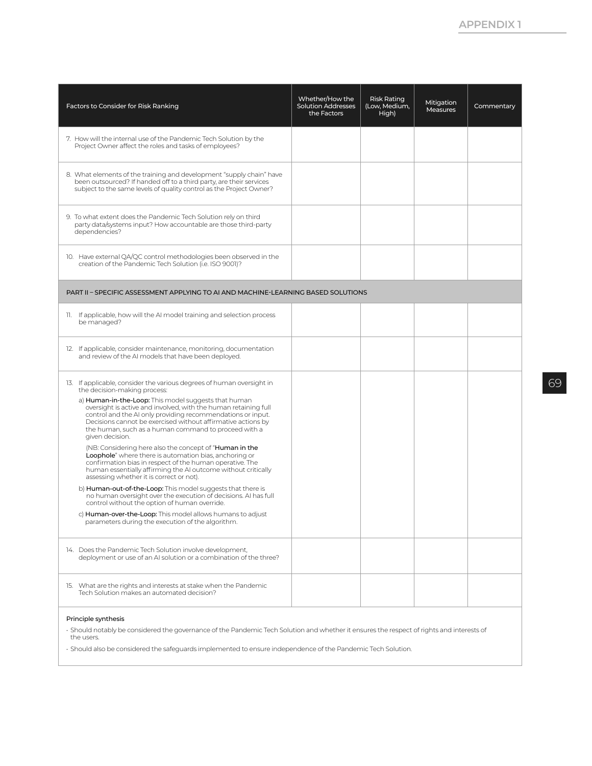| Factors to Consider for Risk Ranking | Whether/How the Solution Addresses the Factors | Risk Rating (Low, Medium, High) | Mitigation Measures | Commentary |
|---|---|---|---|---|
| 7. How will the internal use of the Pandemic Tech Solution by the Project Owner affect the roles and tasks of employees? | | | | |
| 8. What elements of the training and development "supply chain" have been outsourced? If handed off to a third party, are their services subject to the same levels of quality control as the Project Owner? | | | | |
| 9. To what extent does the Pandemic Tech Solution rely on third party data/systems input? How accountable are those third-party dependencies? | | | | |
| 10. Have external QA/QC control methodologies been observed in the creation of the Pandemic Tech Solution (i.e. ISO 9001)? | | | | |
| PART II – SPECIFIC ASSESSMENT APPLYING TO AI AND MACHINE-LEARNING BASED SOLUTIONS | | | | |
| 11. If applicable, how will the AI model training and selection process be managed? | | | | |
| 12. If applicable, consider maintenance, monitoring, documentation and review of the AI models that have been deployed. | | | | |
| 13. If applicable, consider the various degrees of human oversight in the decision-making process:<br>a) **Human-in-the-Loop:** This model suggests that human oversight is active and involved, with the human retaining full control and the AI only providing recommendations or input. Decisions cannot be exercised without affirmative actions by the human, such as a human command to proceed with a given decision.<br>(NB: Considering here also the concept of "**Human in the Loophole**" where there is automation bias, anchoring or confirmation bias in respect of the human operative. The human essentially affirming the AI outcome without critically assessing whether it is correct or not).<br>b) **Human-out-of-the-Loop:** This model suggests that there is no human oversight over the execution of decisions. AI has full control without the option of human override.<br>c) **Human-over-the-Loop:** This model allows humans to adjust parameters during the execution of the algorithm. | | | | |
| 14. Does the Pandemic Tech Solution involve development, deployment or use of an AI solution or a combination of the three? | | | | |
| 15. What are the rights and interests at stake when the Pandemic Tech Solution makes an automated decision? | | | | |

**Principle synthesis**

- Should notably be considered the governance of the Pandemic Tech Solution and whether it ensures the respect of rights and interests of the users.
- Should also be considered the safeguards implemented to ensure independence of the Pandemic Tech Solution.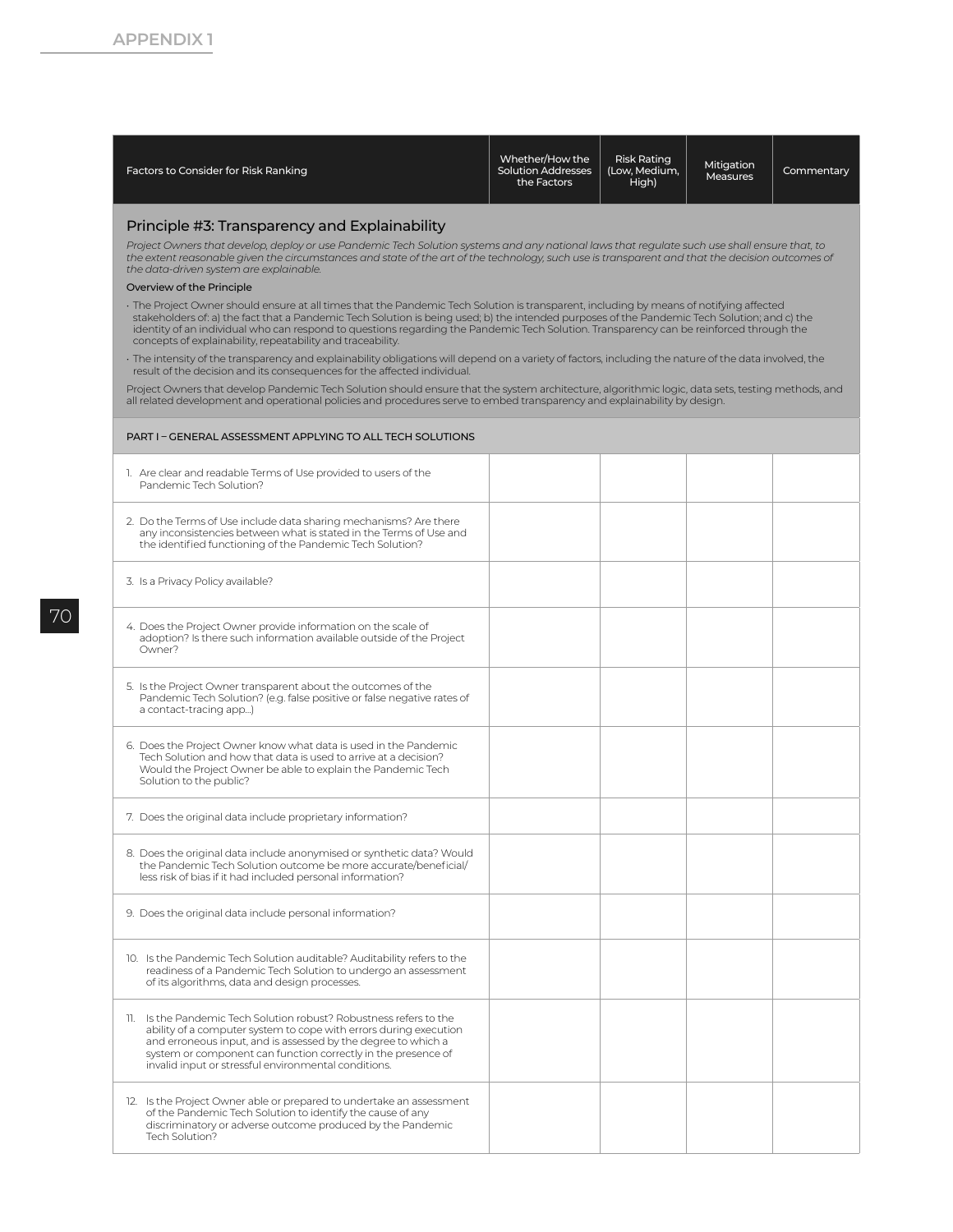| Factors to Consider for Risk Ranking | Whether/How the Solution Addresses the Factors | Risk Rating (Low, Medium, High) | Mitigation Measures | Commentary |
|---|---|---|---|---|
| **Principle #3: Transparency and Explainability**<br><br>*Project Owners that develop, deploy or use Pandemic Tech Solution systems and any national laws that regulate such use shall ensure that, to the extent reasonable given the circumstances and state of the art of the technology, such use is transparent and that the decision outcomes of the data-driven system are explainable.*<br><br>**Overview of the Principle**<br><br>· The Project Owner should ensure at all times that the Pandemic Tech Solution is transparent, including by means of notifying affected stakeholders of: a) the fact that a Pandemic Tech Solution is being used; b) the intended purposes of the Pandemic Tech Solution; and c) the identity of an individual who can respond to questions regarding the Pandemic Tech Solution. Transparency can be reinforced through the concepts of explainability, repeatability and traceability.<br><br>· The intensity of the transparency and explainability obligations will depend on a variety of factors, including the nature of the data involved, the result of the decision and its consequences for the affected individual.<br><br>Project Owners that develop Pandemic Tech Solution should ensure that the system architecture, algorithmic logic, data sets, testing methods, and all related development and operational policies and procedures serve to embed transparency and explainability by design. | | | | |
| PART I – GENERAL ASSESSMENT APPLYING TO ALL TECH SOLUTIONS | | | | |
| 1. Are clear and readable Terms of Use provided to users of the Pandemic Tech Solution? | | | | |
| 2. Do the Terms of Use include data sharing mechanisms? Are there any inconsistencies between what is stated in the Terms of Use and the identified functioning of the Pandemic Tech Solution? | | | | |
| 3. Is a Privacy Policy available? | | | | |
| 4. Does the Project Owner provide information on the scale of adoption? Is there such information available outside of the Project Owner? | | | | |
| 5. Is the Project Owner transparent about the outcomes of the Pandemic Tech Solution? (e.g. false positive or false negative rates of a contact-tracing app...) | | | | |
| 6. Does the Project Owner know what data is used in the Pandemic Tech Solution and how that data is used to arrive at a decision? Would the Project Owner be able to explain the Pandemic Tech Solution to the public? | | | | |
| 7. Does the original data include proprietary information? | | | | |
| 8. Does the original data include anonymised or synthetic data? Would the Pandemic Tech Solution outcome be more accurate/beneficial/less risk of bias if it had included personal information? | | | | |
| 9. Does the original data include personal information? | | | | |
| 10. Is the Pandemic Tech Solution auditable? Auditability refers to the readiness of a Pandemic Tech Solution to undergo an assessment of its algorithms, data and design processes. | | | | |
| 11. Is the Pandemic Tech Solution robust? Robustness refers to the ability of a computer system to cope with errors during execution and erroneous input, and is assessed by the degree to which a system or component can function correctly in the presence of invalid input or stressful environmental conditions. | | | | |
| 12. Is the Project Owner able or prepared to undertake an assessment of the Pandemic Tech Solution to identify the cause of any discriminatory or adverse outcome produced by the Pandemic Tech Solution? | | | | |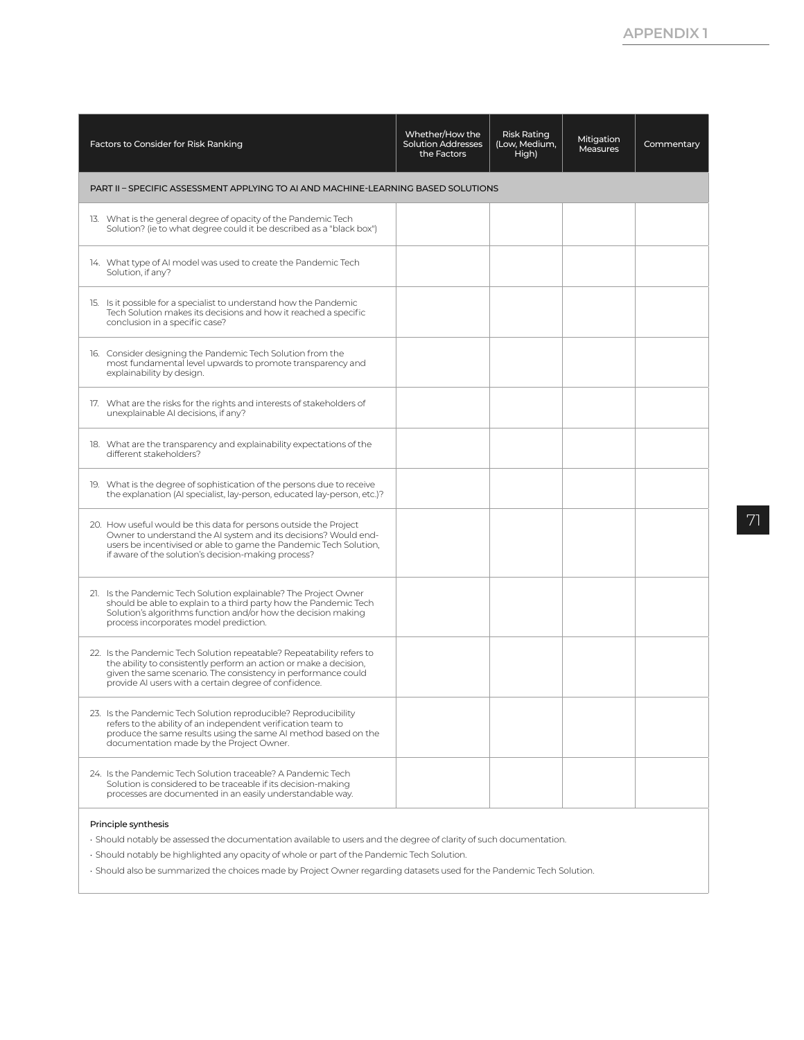| Factors to Consider for Risk Ranking | Whether/How the Solution Addresses the Factors | Risk Rating (Low, Medium, High) | Mitigation Measures | Commentary |
|---|---|---|---|---|
| PART II – SPECIFIC ASSESSMENT APPLYING TO AI AND MACHINE-LEARNING BASED SOLUTIONS | | | | |
| 13. What is the general degree of opacity of the Pandemic Tech Solution? (ie to what degree could it be described as a "black box") | | | | |
| 14. What type of AI model was used to create the Pandemic Tech Solution, if any? | | | | |
| 15. Is it possible for a specialist to understand how the Pandemic Tech Solution makes its decisions and how it reached a specific conclusion in a specific case? | | | | |
| 16. Consider designing the Pandemic Tech Solution from the most fundamental level upwards to promote transparency and explainability by design. | | | | |
| 17. What are the risks for the rights and interests of stakeholders of unexplainable AI decisions, if any? | | | | |
| 18. What are the transparency and explainability expectations of the different stakeholders? | | | | |
| 19. What is the degree of sophistication of the persons due to receive the explanation (AI specialist, lay-person, educated lay-person, etc.)? | | | | |
| 20. How useful would be this data for persons outside the Project Owner to understand the AI system and its decisions? Would end-users be incentivised or able to game the Pandemic Tech Solution, if aware of the solution's decision-making process? | | | | |
| 21. Is the Pandemic Tech Solution explainable? The Project Owner should be able to explain to a third party how the Pandemic Tech Solution's algorithms function and/or how the decision making process incorporates model prediction. | | | | |
| 22. Is the Pandemic Tech Solution repeatable? Repeatability refers to the ability to consistently perform an action or make a decision, given the same scenario. The consistency in performance could provide AI users with a certain degree of confidence. | | | | |
| 23. Is the Pandemic Tech Solution reproducible? Reproducibility refers to the ability of an independent verification team to produce the same results using the same AI method based on the documentation made by the Project Owner. | | | | |
| 24. Is the Pandemic Tech Solution traceable? A Pandemic Tech Solution is considered to be traceable if its decision-making processes are documented in an easily understandable way. | | | | |

**Principle synthesis**

- Should notably be assessed the documentation available to users and the degree of clarity of such documentation.
- Should notably be highlighted any opacity of whole or part of the Pandemic Tech Solution.
- Should also be summarized the choices made by Project Owner regarding datasets used for the Pandemic Tech Solution.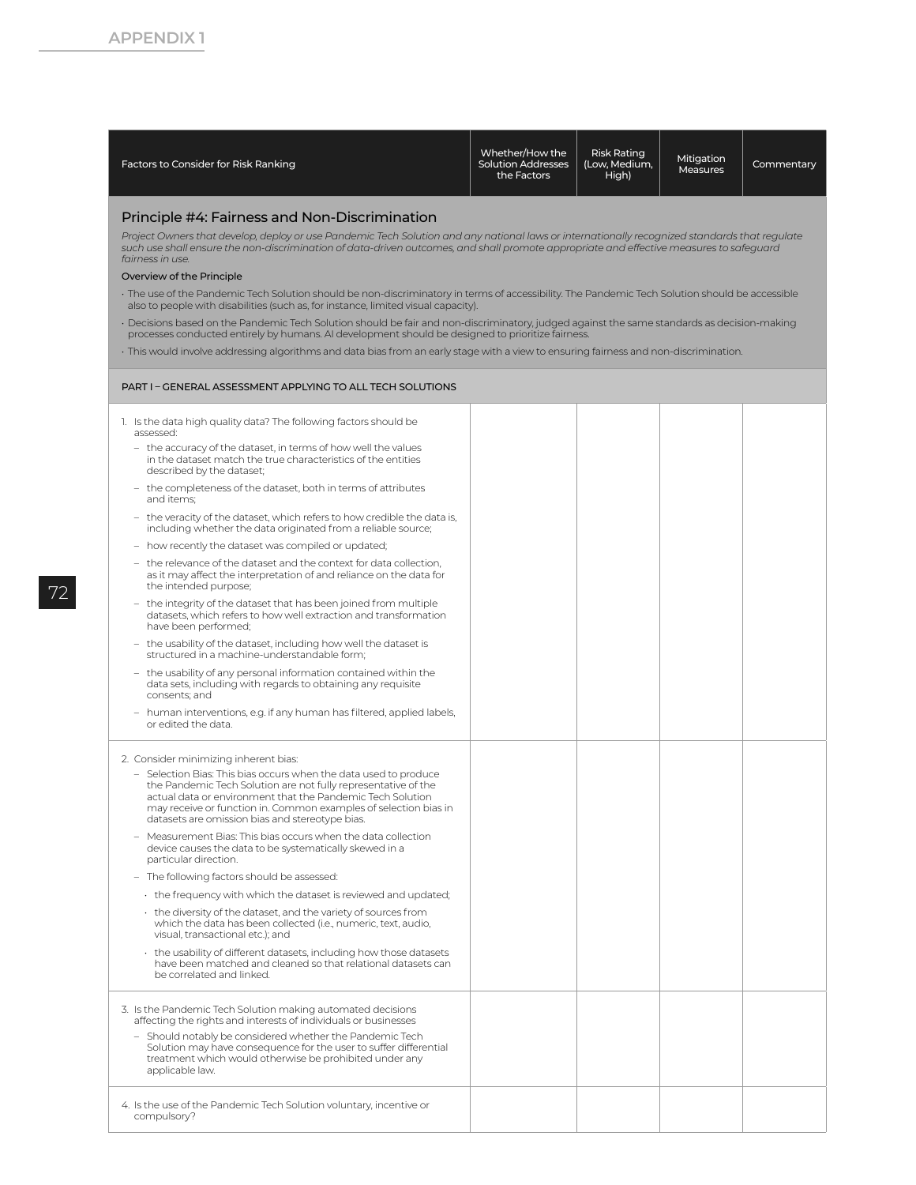## APPENDIX 1

| Factors to Consider for Risk Ranking | Whether/How the Solution Addresses the Factors | Risk Rating (Low, Medium, High) | Mitigation Measures | Commentary |
|---|---|---|---|---|
| **Principle #4: Fairness and Non-Discrimination**<br>*Project Owners that develop, deploy or use Pandemic Tech Solution and any national laws or internationally recognized standards that regulate such use shall ensure the non-discrimination of data-driven outcomes, and shall promote appropriate and effective measures to safeguard fairness in use.*<br>**Overview of the Principle**<br>· The use of the Pandemic Tech Solution should be non-discriminatory in terms of accessibility. The Pandemic Tech Solution should be accessible also to people with disabilities (such as, for instance, limited visual capacity).<br>· Decisions based on the Pandemic Tech Solution should be fair and non-discriminatory, judged against the same standards as decision-making processes conducted entirely by humans. AI development should be designed to prioritize fairness.<br>· This would involve addressing algorithms and data bias from an early stage with a view to ensuring fairness and non-discrimination. | | | | |
| PART I – GENERAL ASSESSMENT APPLYING TO ALL TECH SOLUTIONS | | | | |
| 1. Is the data high quality data? The following factors should be assessed:<br>– the accuracy of the dataset, in terms of how well the values in the dataset match the true characteristics of the entities described by the dataset;<br>– the completeness of the dataset, both in terms of attributes and items;<br>– the veracity of the dataset, which refers to how credible the data is, including whether the data originated from a reliable source;<br>– how recently the dataset was compiled or updated;<br>– the relevance of the dataset and the context for data collection, as it may affect the interpretation of and reliance on the data for the intended purpose;<br>– the integrity of the dataset that has been joined from multiple datasets, which refers to how well extraction and transformation have been performed;<br>– the usability of the dataset, including how well the dataset is structured in a machine-understandable form;<br>– the usability of any personal information contained within the data sets, including with regards to obtaining any requisite consents; and<br>– human interventions, e.g. if any human has filtered, applied labels, or edited the data. | | | | |
| 2. Consider minimizing inherent bias:<br>– Selection Bias: This bias occurs when the data used to produce the Pandemic Tech Solution are not fully representative of the actual data or environment that the Pandemic Tech Solution may receive or function in. Common examples of selection bias in datasets are omission bias and stereotype bias.<br>– Measurement Bias: This bias occurs when the data collection device causes the data to be systematically skewed in a particular direction.<br>– The following factors should be assessed:<br>· the frequency with which the dataset is reviewed and updated;<br>· the diversity of the dataset, and the variety of sources from which the data has been collected (i.e., numeric, text, audio, visual, transactional etc.); and<br>· the usability of different datasets, including how those datasets have been matched and cleaned so that relational datasets can be correlated and linked. | | | | |
| 3. Is the Pandemic Tech Solution making automated decisions affecting the rights and interests of individuals or businesses<br>– Should notably be considered whether the Pandemic Tech Solution may have consequence for the user to suffer differential treatment which would otherwise be prohibited under any applicable law. | | | | |
| 4. Is the use of the Pandemic Tech Solution voluntary, incentive or compulsory? | | | | |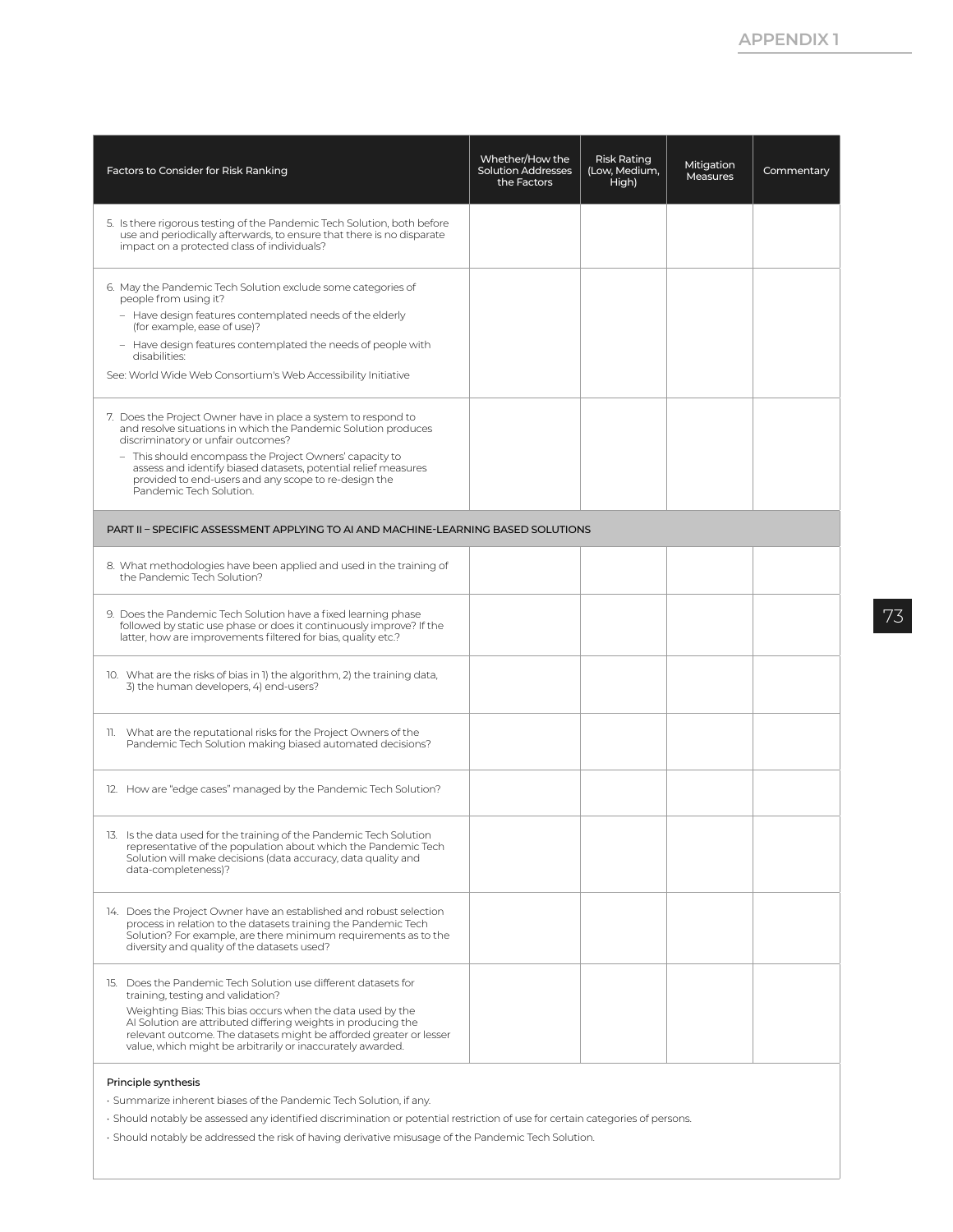| Factors to Consider for Risk Ranking | Whether/How the Solution Addresses the Factors | Risk Rating (Low, Medium, High) | Mitigation Measures | Commentary |
|---|---|---|---|---|
| 5. Is there rigorous testing of the Pandemic Tech Solution, both before use and periodically afterwards, to ensure that there is no disparate impact on a protected class of individuals? | | | | |
| 6. May the Pandemic Tech Solution exclude some categories of people from using it?<br>– Have design features contemplated needs of the elderly (for example, ease of use)?<br>– Have design features contemplated the needs of people with disabilities:<br>See: World Wide Web Consortium's Web Accessibility Initiative | | | | |
| 7. Does the Project Owner have in place a system to respond to and resolve situations in which the Pandemic Solution produces discriminatory or unfair outcomes?<br>– This should encompass the Project Owners' capacity to assess and identify biased datasets, potential relief measures provided to end-users and any scope to re-design the Pandemic Tech Solution. | | | | |
| PART II – SPECIFIC ASSESSMENT APPLYING TO AI AND MACHINE-LEARNING BASED SOLUTIONS | | | | |
| 8. What methodologies have been applied and used in the training of the Pandemic Tech Solution? | | | | |
| 9. Does the Pandemic Tech Solution have a fixed learning phase followed by static use phase or does it continuously improve? If the latter, how are improvements filtered for bias, quality etc.? | | | | |
| 10. What are the risks of bias in 1) the algorithm, 2) the training data, 3) the human developers, 4) end-users? | | | | |
| 11. What are the reputational risks for the Project Owners of the Pandemic Tech Solution making biased automated decisions? | | | | |
| 12. How are "edge cases" managed by the Pandemic Tech Solution? | | | | |
| 13. Is the data used for the training of the Pandemic Tech Solution representative of the population about which the Pandemic Tech Solution will make decisions (data accuracy, data quality and data-completeness)? | | | | |
| 14. Does the Project Owner have an established and robust selection process in relation to the datasets training the Pandemic Tech Solution? For example, are there minimum requirements as to the diversity and quality of the datasets used? | | | | |
| 15. Does the Pandemic Tech Solution use different datasets for training, testing and validation?<br>Weighting Bias: This bias occurs when the data used by the AI Solution are attributed differing weights in producing the relevant outcome. The datasets might be afforded greater or lesser value, which might be arbitrarily or inaccurately awarded. | | | | |

**Principle synthesis**

- Summarize inherent biases of the Pandemic Tech Solution, if any.
- Should notably be assessed any identified discrimination or potential restriction of use for certain categories of persons.
- Should notably be addressed the risk of having derivative misusage of the Pandemic Tech Solution.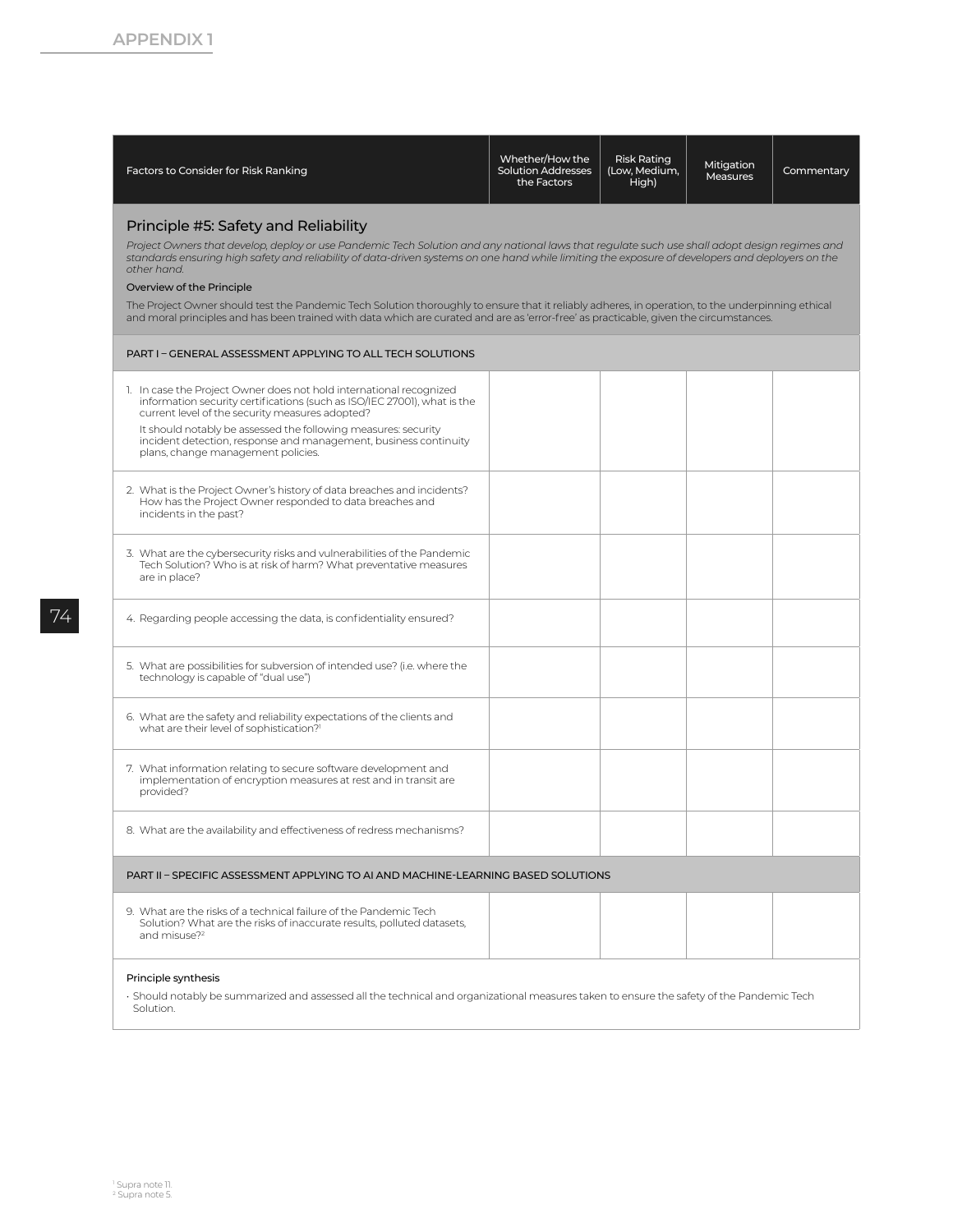## APPENDIX 1

| Factors to Consider for Risk Ranking | Whether/How the Solution Addresses the Factors | Risk Rating (Low, Medium, High) | Mitigation Measures | Commentary |
|---|---|---|---|---|
| **Principle #5: Safety and Reliability** *Project Owners that develop, deploy or use Pandemic Tech Solution and any national laws that regulate such use shall adopt design regimes and standards ensuring high safety and reliability of data-driven systems on one hand while limiting the exposure of developers and deployers on the other hand.* **Overview of the Principle** The Project Owner should test the Pandemic Tech Solution thoroughly to ensure that it reliably adheres, in operation, to the underpinning ethical and moral principles and has been trained with data which are curated and are as 'error-free' as practicable, given the circumstances. | | | | |
| PART I – GENERAL ASSESSMENT APPLYING TO ALL TECH SOLUTIONS | | | | |
| 1. In case the Project Owner does not hold international recognized information security certifications (such as ISO/IEC 27001), what is the current level of the security measures adopted? It should notably be assessed the following measures: security incident detection, response and management, business continuity plans, change management policies. | | | | |
| 2. What is the Project Owner's history of data breaches and incidents? How has the Project Owner responded to data breaches and incidents in the past? | | | | |
| 3. What are the cybersecurity risks and vulnerabilities of the Pandemic Tech Solution? Who is at risk of harm? What preventative measures are in place? | | | | |
| 4. Regarding people accessing the data, is confidentiality ensured? | | | | |
| 5. What are possibilities for subversion of intended use? (i.e. where the technology is capable of "dual use") | | | | |
| 6. What are the safety and reliability expectations of the clients and what are their level of sophistication?[1] | | | | |
| 7. What information relating to secure software development and implementation of encryption measures at rest and in transit are provided? | | | | |
| 8. What are the availability and effectiveness of redress mechanisms? | | | | |
| PART II – SPECIFIC ASSESSMENT APPLYING TO AI AND MACHINE-LEARNING BASED SOLUTIONS | | | | |
| 9. What are the risks of a technical failure of the Pandemic Tech Solution? What are the risks of inaccurate results, polluted datasets, and misuse?[2] | | | | |
| **Principle synthesis** • Should notably be summarized and assessed all the technical and organizational measures taken to ensure the safety of the Pandemic Tech Solution. | | | | |

[1] Supra note 11.
[2] Supra note 5.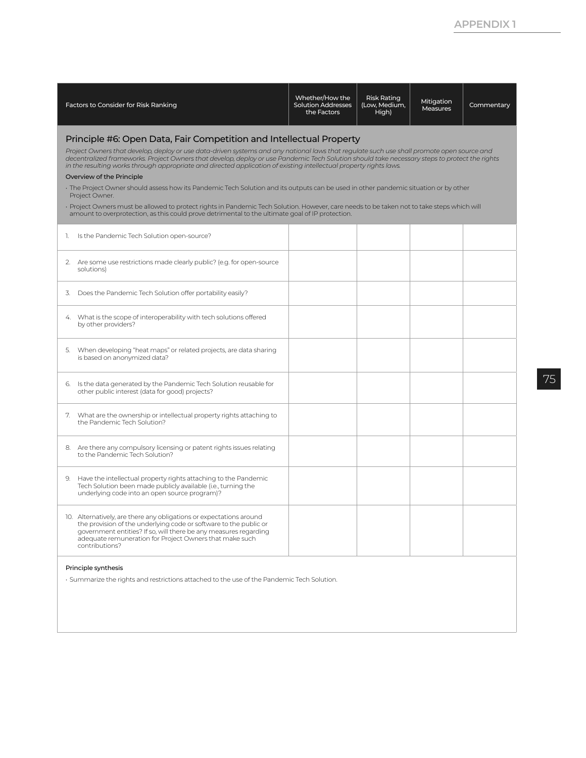| Factors to Consider for Risk Ranking | Whether/How the Solution Addresses the Factors | Risk Rating (Low, Medium, High) | Mitigation Measures | Commentary |
|---|---|---|---|---|

## Principle #6: Open Data, Fair Competition and Intellectual Property

*Project Owners that develop, deploy or use data-driven systems and any national laws that regulate such use shall promote open source and decentralized frameworks. Project Owners that develop, deploy or use Pandemic Tech Solution should take necessary steps to protect the rights in the resulting works through appropriate and directed application of existing intellectual property rights laws.*

**Overview of the Principle**

- The Project Owner should assess how its Pandemic Tech Solution and its outputs can be used in other pandemic situation or by other Project Owner.
- Project Owners must be allowed to protect rights in Pandemic Tech Solution. However, care needs to be taken not to take steps which will amount to overprotection, as this could prove detrimental to the ultimate goal of IP protection.

| Factors to Consider for Risk Ranking | Whether/How the Solution Addresses the Factors | Risk Rating (Low, Medium, High) | Mitigation Measures | Commentary |
|---|---|---|---|---|
| 1. Is the Pandemic Tech Solution open-source? | | | | |
| 2. Are some use restrictions made clearly public? (e.g. for open-source solutions) | | | | |
| 3. Does the Pandemic Tech Solution offer portability easily? | | | | |
| 4. What is the scope of interoperability with tech solutions offered by other providers? | | | | |
| 5. When developing "heat maps" or related projects, are data sharing is based on anonymized data? | | | | |
| 6. Is the data generated by the Pandemic Tech Solution reusable for other public interest (data for good) projects? | | | | |
| 7. What are the ownership or intellectual property rights attaching to the Pandemic Tech Solution? | | | | |
| 8. Are there any compulsory licensing or patent rights issues relating to the Pandemic Tech Solution? | | | | |
| 9. Have the intellectual property rights attaching to the Pandemic Tech Solution been made publicly available (i.e., turning the underlying code into an open source program)? | | | | |
| 10. Alternatively, are there any obligations or expectations around the provision of the underlying code or software to the public or government entities? If so, will there be any measures regarding adequate remuneration for Project Owners that make such contributions? | | | | |

**Principle synthesis**

- Summarize the rights and restrictions attached to the use of the Pandemic Tech Solution.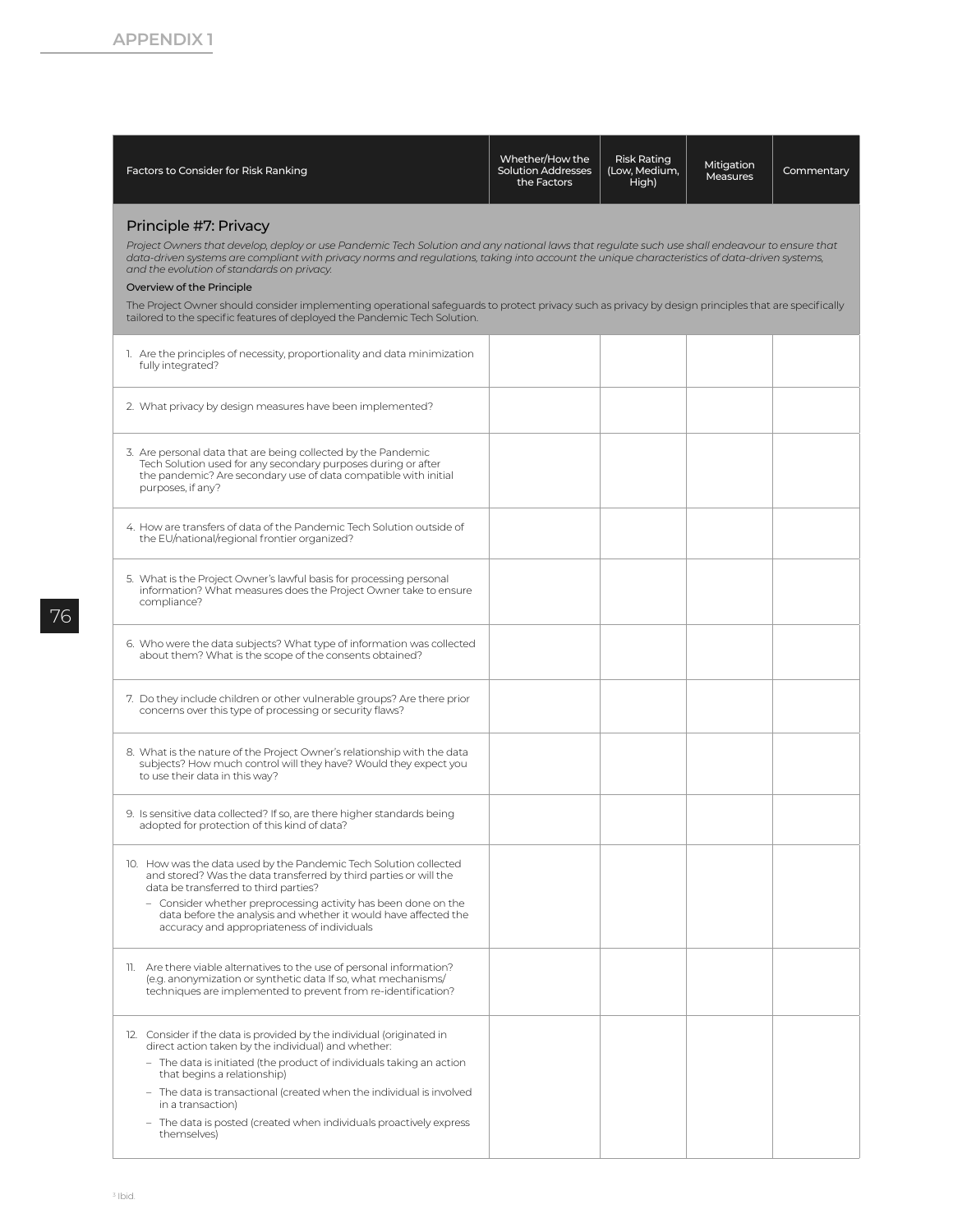APPENDIX 1

| Factors to Consider for Risk Ranking | Whether/How the Solution Addresses the Factors | Risk Rating (Low, Medium, High) | Mitigation Measures | Commentary |
|---|---|---|---|---|
| **Principle #7: Privacy**<br>*Project Owners that develop, deploy or use Pandemic Tech Solution and any national laws that regulate such use shall endeavour to ensure that data-driven systems are compliant with privacy norms and regulations, taking into account the unique characteristics of data-driven systems, and the evolution of standards on privacy.*<br>**Overview of the Principle**<br>The Project Owner should consider implementing operational safeguards to protect privacy such as privacy by design principles that are specifically tailored to the specific features of deployed the Pandemic Tech Solution. | | | | |
| 1. Are the principles of necessity, proportionality and data minimization fully integrated? | | | | |
| 2. What privacy by design measures have been implemented? | | | | |
| 3. Are personal data that are being collected by the Pandemic Tech Solution used for any secondary purposes during or after the pandemic? Are secondary use of data compatible with initial purposes, if any? | | | | |
| 4. How are transfers of data of the Pandemic Tech Solution outside of the EU/national/regional frontier organized? | | | | |
| 5. What is the Project Owner's lawful basis for processing personal information? What measures does the Project Owner take to ensure compliance? | | | | |
| 6. Who were the data subjects? What type of information was collected about them? What is the scope of the consents obtained? | | | | |
| 7. Do they include children or other vulnerable groups? Are there prior concerns over this type of processing or security flaws? | | | | |
| 8. What is the nature of the Project Owner's relationship with the data subjects? How much control will they have? Would they expect you to use their data in this way? | | | | |
| 9. Is sensitive data collected? If so, are there higher standards being adopted for protection of this kind of data? | | | | |
| 10. How was the data used by the Pandemic Tech Solution collected and stored? Was the data transferred by third parties or will the data be transferred to third parties?<br>– Consider whether preprocessing activity has been done on the data before the analysis and whether it would have affected the accuracy and appropriateness of individuals | | | | |
| 11. Are there viable alternatives to the use of personal information? (e.g. anonymization or synthetic data If so, what mechanisms/ techniques are implemented to prevent from re-identification? | | | | |
| 12. Consider if the data is provided by the individual (originated in direct action taken by the individual) and whether:<br>– The data is initiated (the product of individuals taking an action that begins a relationship)<br>– The data is transactional (created when the individual is involved in a transaction)<br>– The data is posted (created when individuals proactively express themselves) | | | | |

[3] Ibid.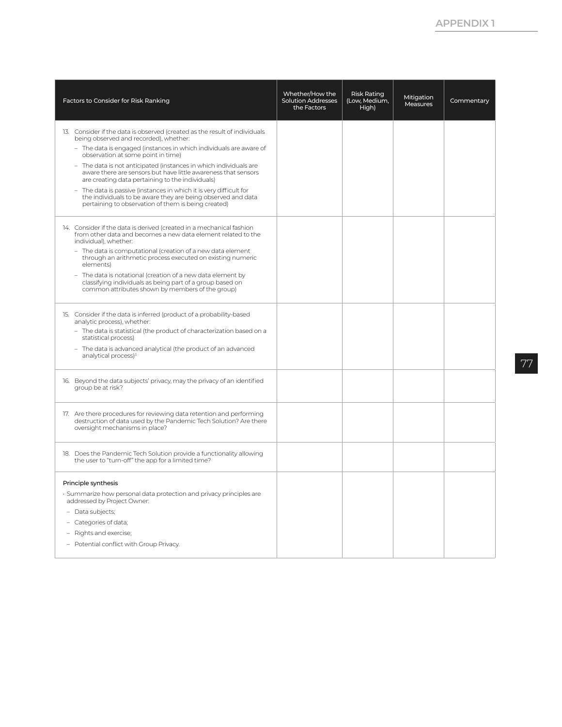| Factors to Consider for Risk Ranking | Whether/How the Solution Addresses the Factors | Risk Rating (Low, Medium, High) | Mitigation Measures | Commentary |
|---|---|---|---|---|
| 13. Consider if the data is observed (created as the result of individuals being observed and recorded), whether:<br>– The data is engaged (instances in which individuals are aware of observation at some point in time)<br>– The data is not anticipated (instances in which individuals are aware there are sensors but have little awareness that sensors are creating data pertaining to the individuals)<br>– The data is passive (instances in which it is very difficult for the individuals to be aware they are being observed and data pertaining to observation of them is being created) | | | | |
| 14. Consider if the data is derived (created in a mechanical fashion from other data and becomes a new data element related to the individual), whether:<br>– The data is computational (creation of a new data element through an arithmetic process executed on existing numeric elements)<br>– The data is notational (creation of a new data element by classifying individuals as being part of a group based on common attributes shown by members of the group) | | | | |
| 15. Consider if the data is inferred (product of a probability-based analytic process), whether:<br>– The data is statistical (the product of characterization based on a statistical process)<br>– The data is advanced analytical (the product of an advanced analytical process)[3] | | | | |
| 16. Beyond the data subjects' privacy, may the privacy of an identified group be at risk? | | | | |
| 17. Are there procedures for reviewing data retention and performing destruction of data used by the Pandemic Tech Solution? Are there oversight mechanisms in place? | | | | |
| 18. Does the Pandemic Tech Solution provide a functionality allowing the user to "turn-off" the app for a limited time? | | | | |
| **Principle synthesis**<br>• Summarize how personal data protection and privacy principles are addressed by Project Owner:<br>– Data subjects;<br>– Categories of data;<br>– Rights and exercise;<br>– Potential conflict with Group Privacy. | | | | |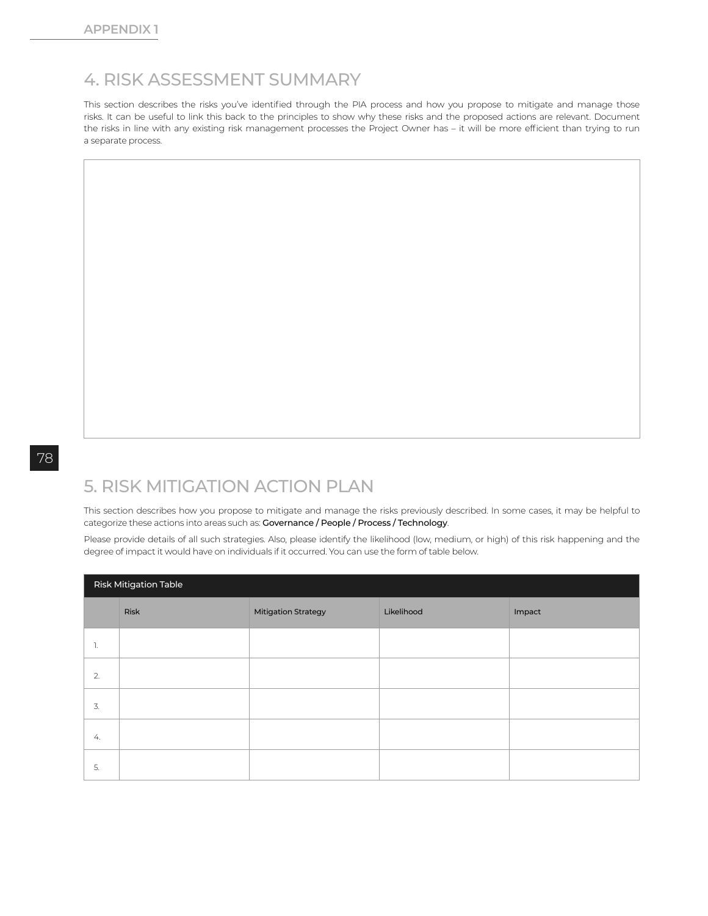## 4. RISK ASSESSMENT SUMMARY

This section describes the risks you've identified through the PIA process and how you propose to mitigate and manage those risks. It can be useful to link this back to the principles to show why these risks and the proposed actions are relevant. Document the risks in line with any existing risk management processes the Project Owner has – it will be more efficient than trying to run a separate process.

## 5. RISK MITIGATION ACTION PLAN

This section describes how you propose to mitigate and manage the risks previously described. In some cases, it may be helpful to categorize these actions into areas such as: Governance / People / Process / Technology.

Please provide details of all such strategies. Also, please identify the likelihood (low, medium, or high) of this risk happening and the degree of impact it would have on individuals if it occurred. You can use the form of table below.

| Risk Mitigation Table | | | | |
|---|---|---|---|---|
| | Risk | Mitigation Strategy | Likelihood | Impact |
| 1. | | | | |
| 2. | | | | |
| 3. | | | | |
| 4. | | | | |
| 5. | | | | |